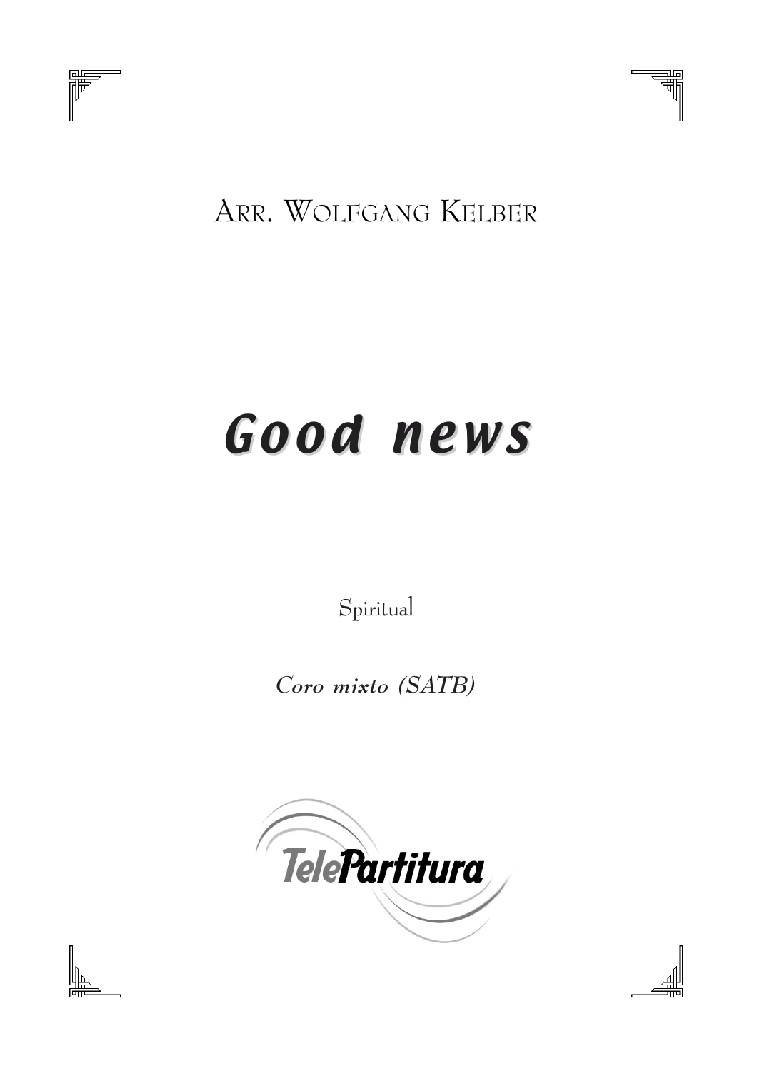ARR. WOLFGANG KELBER

# *Good news*

Spiritual

***Coro mixto (SATB)***

TelePartitura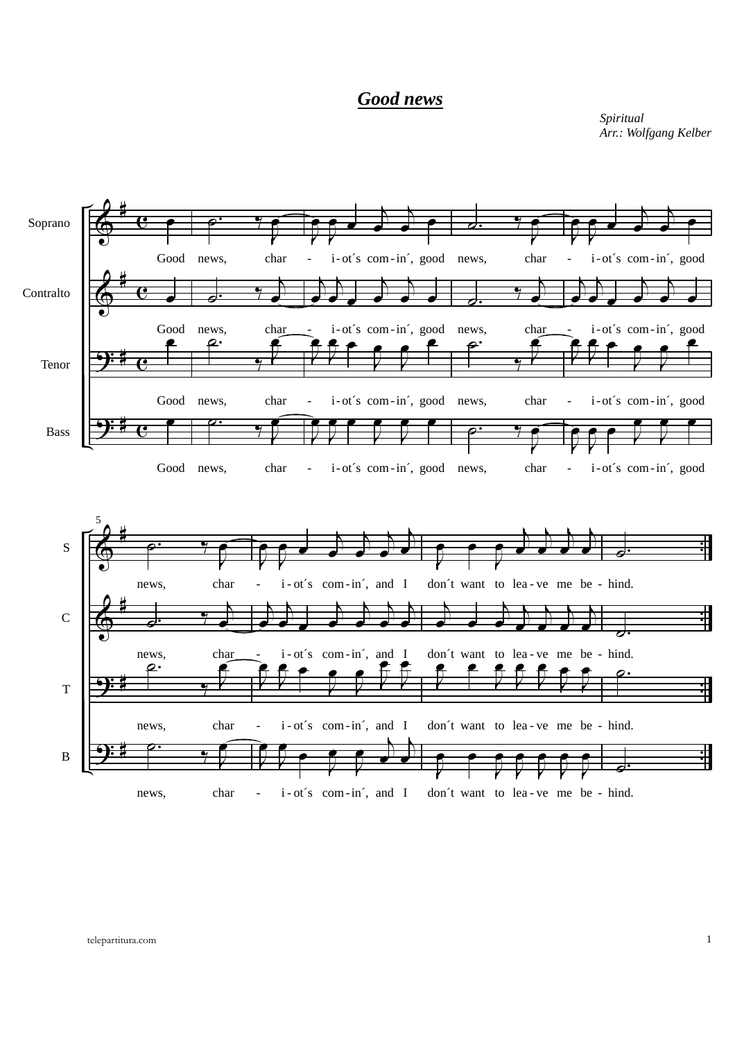# *Good news*

*Spiritual*
*Arr.: Wolfgang Kelber*

Soprano / Contralto / Tenor / Bass

Good news, char - i-ot´s com-in´, good news, char - i-ot´s com-in´, good

news, char - i-ot´s com-in´, and I don´t want to lea-ve me be-hind.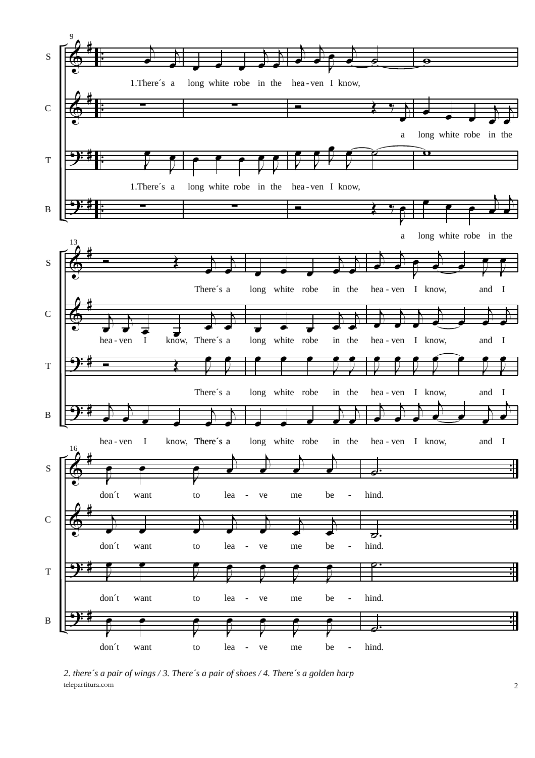9

S

1.There´s a long white robe in the hea - ven I know,

C

a long white robe in the

T

1.There´s a long white robe in the hea - ven I know,

B

a long white robe in the

13

S

There´s a long white robe in the hea - ven I know, and I

C

hea - ven I know, There´s a long white robe in the hea - ven I know, and I

T

There´s a long white robe in the hea - ven I know, and I

B

hea - ven I know, There´s a long white robe in the hea - ven I know, and I

16

S

don´t want to lea - ve me be - hind.

C

don´t want to lea - ve me be - hind.

T

don´t want to lea - ve me be - hind.

B

don´t want to lea - ve me be - hind.

*2. there´s a pair of wings / 3. There´s a pair of shoes / 4. There´s a golden harp*

telepartitura.com